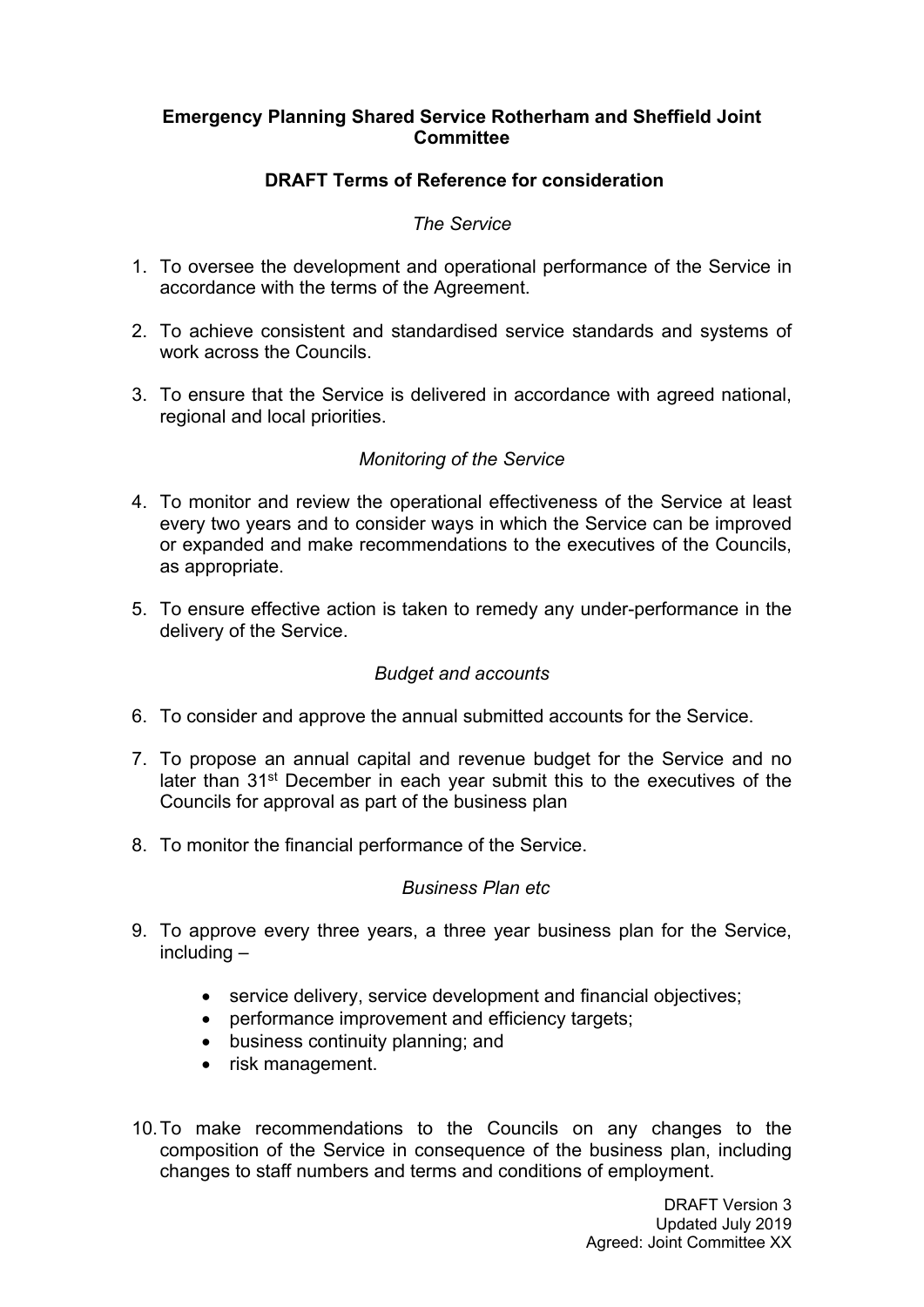**Emergency Planning Shared Service Rotherham and Sheffield Joint Committee**

**DRAFT Terms of Reference for consideration**

*The Service*

1. To oversee the development and operational performance of the Service in accordance with the terms of the Agreement.

2. To achieve consistent and standardised service standards and systems of work across the Councils.

3. To ensure that the Service is delivered in accordance with agreed national, regional and local priorities.

*Monitoring of the Service*

4. To monitor and review the operational effectiveness of the Service at least every two years and to consider ways in which the Service can be improved or expanded and make recommendations to the executives of the Councils, as appropriate.

5. To ensure effective action is taken to remedy any under-performance in the delivery of the Service.

*Budget and accounts*

6. To consider and approve the annual submitted accounts for the Service.

7. To propose an annual capital and revenue budget for the Service and no later than 31st December in each year submit this to the executives of the Councils for approval as part of the business plan

8. To monitor the financial performance of the Service.

*Business Plan etc*

9. To approve every three years, a three year business plan for the Service, including –

   - service delivery, service development and financial objectives;
   - performance improvement and efficiency targets;
   - business continuity planning; and
   - risk management.

10. To make recommendations to the Councils on any changes to the composition of the Service in consequence of the business plan, including changes to staff numbers and terms and conditions of employment.

DRAFT Version 3
Updated July 2019
Agreed: Joint Committee XX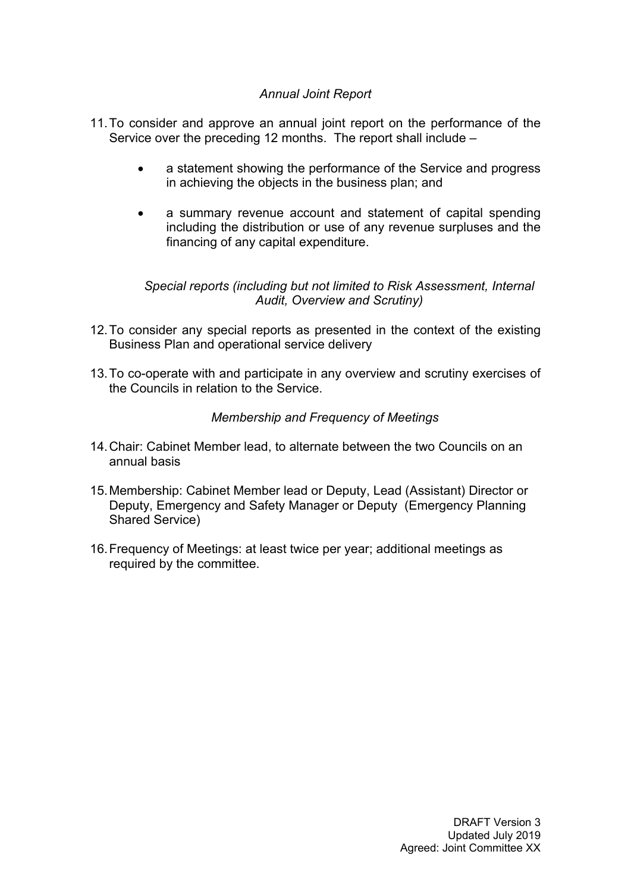*Annual Joint Report*

11. To consider and approve an annual joint report on the performance of the Service over the preceding 12 months. The report shall include –

    - a statement showing the performance of the Service and progress in achieving the objects in the business plan; and

    - a summary revenue account and statement of capital spending including the distribution or use of any revenue surpluses and the financing of any capital expenditure.

*Special reports (including but not limited to Risk Assessment, Internal Audit, Overview and Scrutiny)*

12. To consider any special reports as presented in the context of the existing Business Plan and operational service delivery

13. To co-operate with and participate in any overview and scrutiny exercises of the Councils in relation to the Service.

*Membership and Frequency of Meetings*

14. Chair: Cabinet Member lead, to alternate between the two Councils on an annual basis

15. Membership: Cabinet Member lead or Deputy, Lead (Assistant) Director or Deputy, Emergency and Safety Manager or Deputy (Emergency Planning Shared Service)

16. Frequency of Meetings: at least twice per year; additional meetings as required by the committee.

DRAFT Version 3
Updated July 2019
Agreed: Joint Committee XX